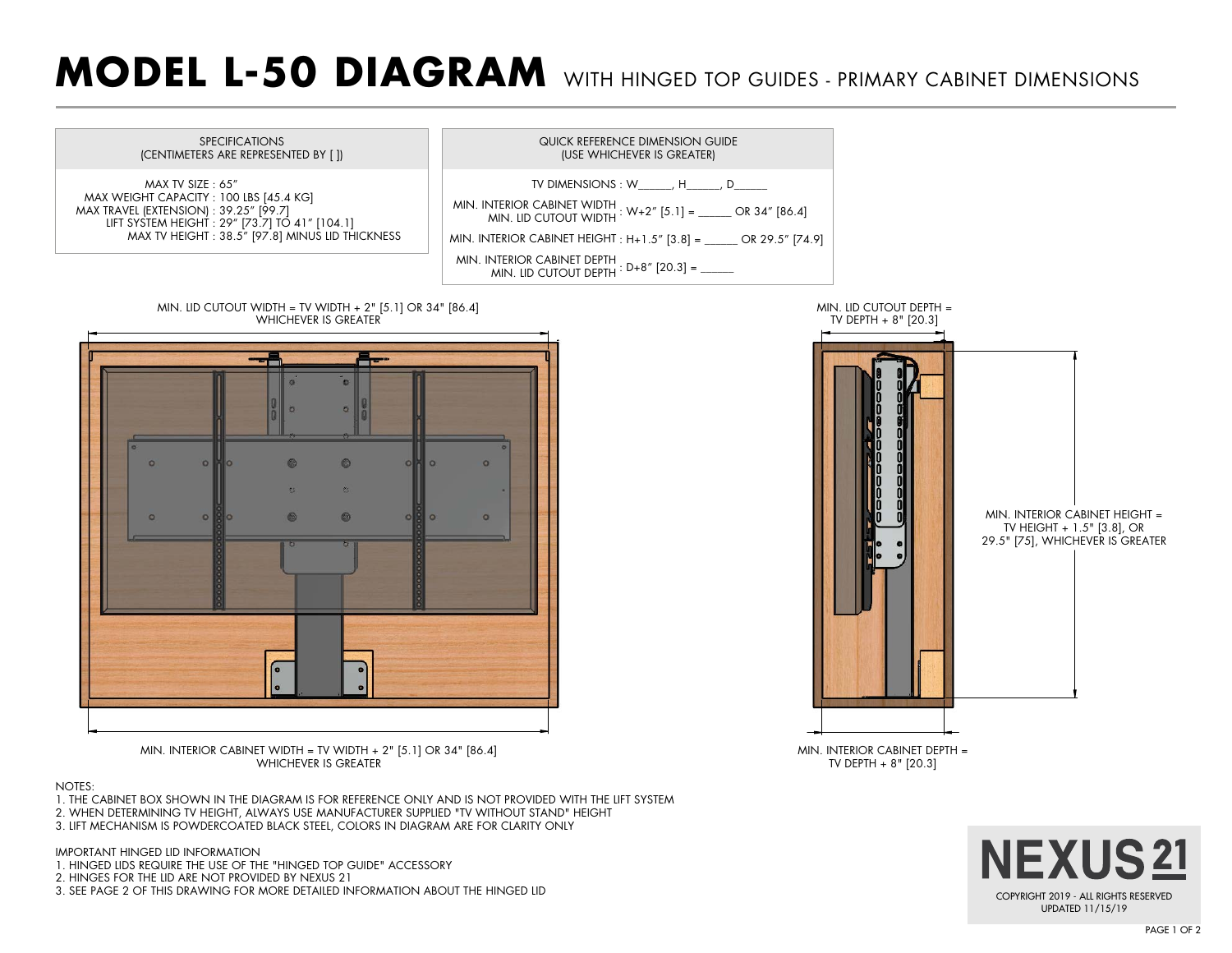# MODEL L-50 DIAGRAM WITH HINGED TOP GUIDES - PRIMARY CABINET DIMENSIONS

| SPECIFICATIONS (CENTIMETERS ARE REPRESENTED BY [ ]) |
|---|
| MAX TV SIZE : 65" |
| MAX WEIGHT CAPACITY : 100 LBS [45.4 KG] |
| MAX TRAVEL (EXTENSION) : 39.25" [99.7] |
| LIFT SYSTEM HEIGHT : 29" [73.7] TO 41" [104.1] |
| MAX TV HEIGHT : 38.5" [97.8] MINUS LID THICKNESS |

| QUICK REFERENCE DIMENSION GUIDE (USE WHICHEVER IS GREATER) | |
|---|---|
| TV DIMENSIONS | W______, H______, D______ |
| MIN. INTERIOR CABINET WIDTH / MIN. LID CUTOUT WIDTH | W+2" [5.1] = ______ OR 34" [86.4] |
| MIN. INTERIOR CABINET HEIGHT | H+1.5" [3.8] = ______ OR 29.5" [74.9] |
| MIN. INTERIOR CABINET DEPTH / MIN. LID CUTOUT DEPTH | D+8" [20.3] = ______ |

MIN. LID CUTOUT WIDTH = TV WIDTH + 2" [5.1] OR 34" [86.4] WHICHEVER IS GREATER

MIN. INTERIOR CABINET WIDTH = TV WIDTH + 2" [5.1] OR 34" [86.4] WHICHEVER IS GREATER

MIN. LID CUTOUT DEPTH = TV DEPTH + 8" [20.3]

MIN. INTERIOR CABINET HEIGHT = TV HEIGHT + 1.5" [3.8], OR 29.5" [75], WHICHEVER IS GREATER

MIN. INTERIOR CABINET DEPTH = TV DEPTH + 8" [20.3]

NOTES:

1. THE CABINET BOX SHOWN IN THE DIAGRAM IS FOR REFERENCE ONLY AND IS NOT PROVIDED WITH THE LIFT SYSTEM
2. WHEN DETERMINING TV HEIGHT, ALWAYS USE MANUFACTURER SUPPLIED "TV WITHOUT STAND" HEIGHT
3. LIFT MECHANISM IS POWDERCOATED BLACK STEEL, COLORS IN DIAGRAM ARE FOR CLARITY ONLY

IMPORTANT HINGED LID INFORMATION

1. HINGED LIDS REQUIRE THE USE OF THE "HINGED TOP GUIDE" ACCESSORY
2. HINGES FOR THE LID ARE NOT PROVIDED BY NEXUS 21
3. SEE PAGE 2 OF THIS DRAWING FOR MORE DETAILED INFORMATION ABOUT THE HINGED LID

NEXUS 21

COPYRIGHT 2019 - ALL RIGHTS RESERVED

UPDATED 11/15/19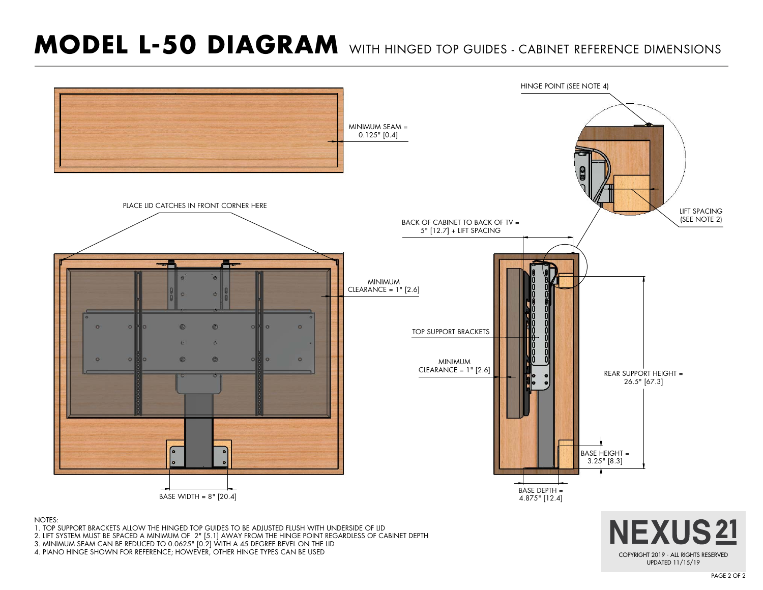# MODEL L-50 DIAGRAM WITH HINGED TOP GUIDES - CABINET REFERENCE DIMENSIONS

MINIMUM SEAM = 0.125" [0.4]

HINGE POINT (SEE NOTE 4)

LIFT SPACING (SEE NOTE 2)

PLACE LID CATCHES IN FRONT CORNER HERE

BACK OF CABINET TO BACK OF TV = 5" [12.7] + LIFT SPACING

MINIMUM CLEARANCE = 1" [2.6]

TOP SUPPORT BRACKETS

MINIMUM CLEARANCE = 1" [2.6]

REAR SUPPORT HEIGHT = 26.5" [67.3]

BASE HEIGHT = 3.25" [8.3]

BASE WIDTH = 8" [20.4]

BASE DEPTH = 4.875" [12.4]

NOTES:

1. TOP SUPPORT BRACKETS ALLOW THE HINGED TOP GUIDES TO BE ADJUSTED FLUSH WITH UNDERSIDE OF LID
2. LIFT SYSTEM MUST BE SPACED A MINIMUM OF 2" [5.1] AWAY FROM THE HINGE POINT REGARDLESS OF CABINET DEPTH
3. MINIMUM SEAM CAN BE REDUCED TO 0.0625" [0.2] WITH A 45 DEGREE BEVEL ON THE LID
4. PIANO HINGE SHOWN FOR REFERENCE; HOWEVER, OTHER HINGE TYPES CAN BE USED

NEXUS 21

COPYRIGHT 2019 - ALL RIGHTS RESERVED
UPDATED 11/15/19